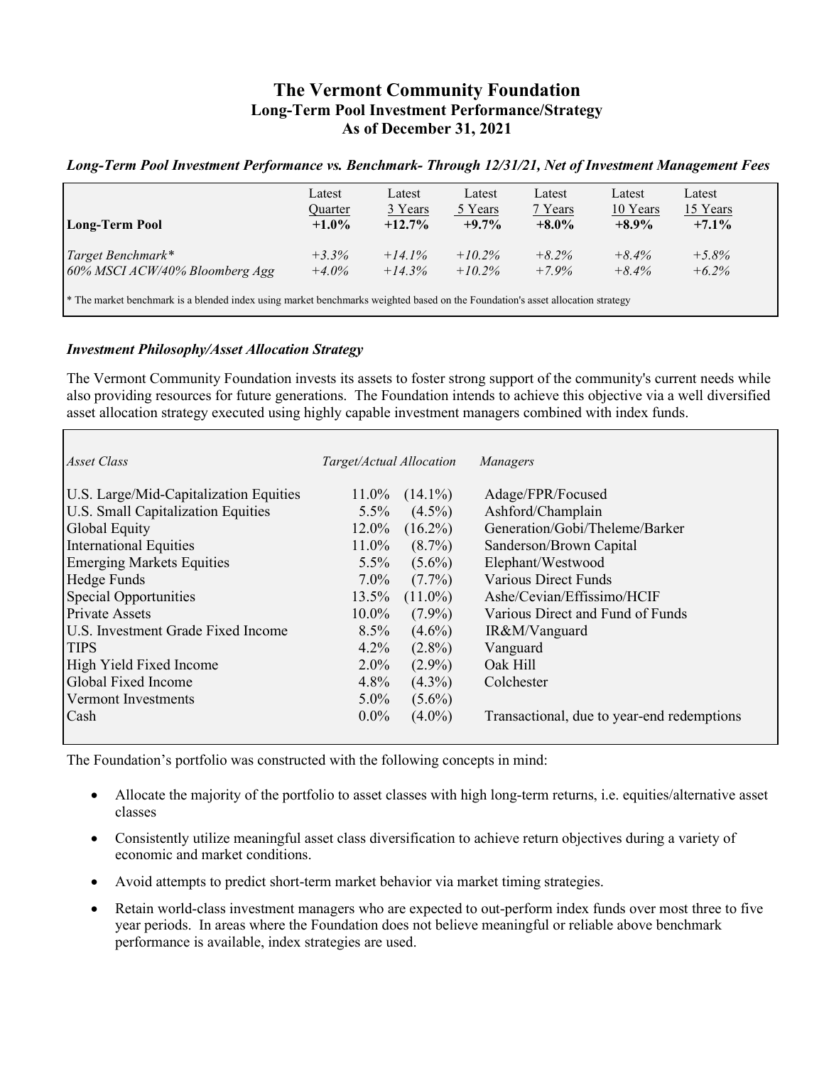# The Vermont Community Foundation
## Long-Term Pool Investment Performance/Strategy
## As of December 31, 2021

### *Long-Term Pool Investment Performance vs. Benchmark- Through 12/31/21, Net of Investment Management Fees*

| Long-Term Pool | Latest Quarter | Latest 3 Years | Latest 5 Years | Latest 7 Years | Latest 10 Years | Latest 15 Years |
|---|---|---|---|---|---|---|
| **Long-Term Pool** | **+1.0%** | **+12.7%** | **+9.7%** | **+8.0%** | **+8.9%** | **+7.1%** |
| *Target Benchmark** | *+3.3%* | *+14.1%* | *+10.2%* | *+8.2%* | *+8.4%* | *+5.8%* |
| *60% MSCI ACW/40% Bloomberg Agg* | *+4.0%* | *+14.3%* | *+10.2%* | *+7.9%* | *+8.4%* | *+6.2%* |

* The market benchmark is a blended index using market benchmarks weighted based on the Foundation's asset allocation strategy

### *Investment Philosophy/Asset Allocation Strategy*

The Vermont Community Foundation invests its assets to foster strong support of the community's current needs while also providing resources for future generations. The Foundation intends to achieve this objective via a well diversified asset allocation strategy executed using highly capable investment managers combined with index funds.

| *Asset Class* | *Target Allocation* | *Actual Allocation* | *Managers* |
|---|---|---|---|
| U.S. Large/Mid-Capitalization Equities | 11.0% | (14.1%) | Adage/FPR/Focused |
| U.S. Small Capitalization Equities | 5.5% | (4.5%) | Ashford/Champlain |
| Global Equity | 12.0% | (16.2%) | Generation/Gobi/Theleme/Barker |
| International Equities | 11.0% | (8.7%) | Sanderson/Brown Capital |
| Emerging Markets Equities | 5.5% | (5.6%) | Elephant/Westwood |
| Hedge Funds | 7.0% | (7.7%) | Various Direct Funds |
| Special Opportunities | 13.5% | (11.0%) | Ashe/Cevian/Effissimo/HCIF |
| Private Assets | 10.0% | (7.9%) | Various Direct and Fund of Funds |
| U.S. Investment Grade Fixed Income | 8.5% | (4.6%) | IR&M/Vanguard |
| TIPS | 4.2% | (2.8%) | Vanguard |
| High Yield Fixed Income | 2.0% | (2.9%) | Oak Hill |
| Global Fixed Income | 4.8% | (4.3%) | Colchester |
| Vermont Investments | 5.0% | (5.6%) | |
| Cash | 0.0% | (4.0%) | Transactional, due to year-end redemptions |

The Foundation's portfolio was constructed with the following concepts in mind:

- Allocate the majority of the portfolio to asset classes with high long-term returns, i.e. equities/alternative asset classes
- Consistently utilize meaningful asset class diversification to achieve return objectives during a variety of economic and market conditions.
- Avoid attempts to predict short-term market behavior via market timing strategies.
- Retain world-class investment managers who are expected to out-perform index funds over most three to five year periods. In areas where the Foundation does not believe meaningful or reliable above benchmark performance is available, index strategies are used.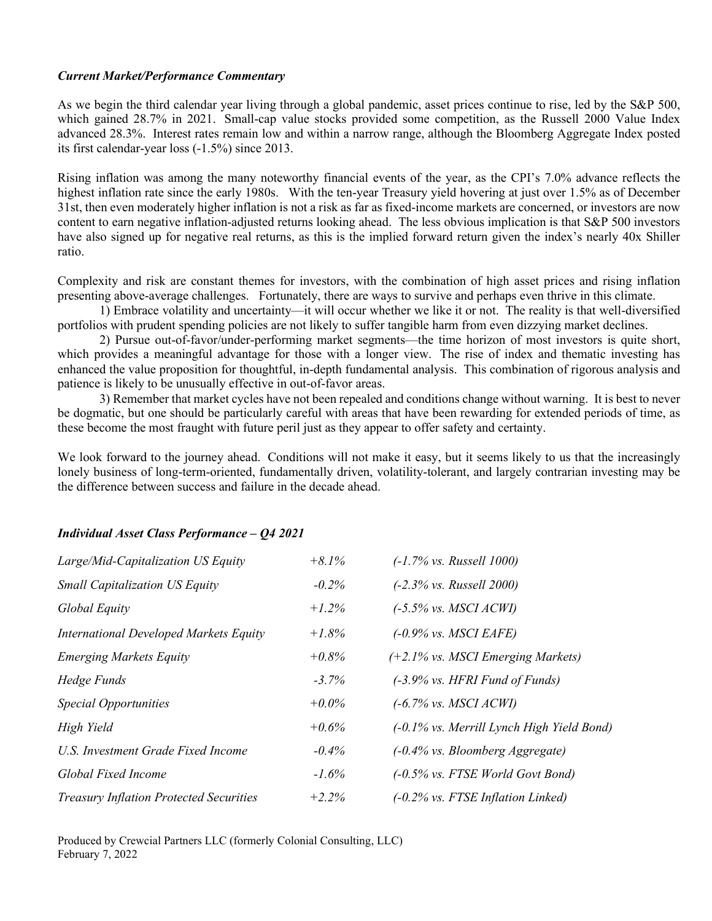***Current Market/Performance Commentary***

As we begin the third calendar year living through a global pandemic, asset prices continue to rise, led by the S&P 500, which gained 28.7% in 2021. Small-cap value stocks provided some competition, as the Russell 2000 Value Index advanced 28.3%. Interest rates remain low and within a narrow range, although the Bloomberg Aggregate Index posted its first calendar-year loss (-1.5%) since 2013.

Rising inflation was among the many noteworthy financial events of the year, as the CPI's 7.0% advance reflects the highest inflation rate since the early 1980s. With the ten-year Treasury yield hovering at just over 1.5% as of December 31st, then even moderately higher inflation is not a risk as far as fixed-income markets are concerned, or investors are now content to earn negative inflation-adjusted returns looking ahead. The less obvious implication is that S&P 500 investors have also signed up for negative real returns, as this is the implied forward return given the index's nearly 40x Shiller ratio.

Complexity and risk are constant themes for investors, with the combination of high asset prices and rising inflation presenting above-average challenges. Fortunately, there are ways to survive and perhaps even thrive in this climate.

1) Embrace volatility and uncertainty—it will occur whether we like it or not. The reality is that well-diversified portfolios with prudent spending policies are not likely to suffer tangible harm from even dizzying market declines.

2) Pursue out-of-favor/under-performing market segments—the time horizon of most investors is quite short, which provides a meaningful advantage for those with a longer view. The rise of index and thematic investing has enhanced the value proposition for thoughtful, in-depth fundamental analysis. This combination of rigorous analysis and patience is likely to be unusually effective in out-of-favor areas.

3) Remember that market cycles have not been repealed and conditions change without warning. It is best to never be dogmatic, but one should be particularly careful with areas that have been rewarding for extended periods of time, as these become the most fraught with future peril just as they appear to offer safety and certainty.

We look forward to the journey ahead. Conditions will not make it easy, but it seems likely to us that the increasingly lonely business of long-term-oriented, fundamentally driven, volatility-tolerant, and largely contrarian investing may be the difference between success and failure in the decade ahead.

***Individual Asset Class Performance – Q4 2021***

| | | |
|---|---|---|
| *Large/Mid-Capitalization US Equity* | *+8.1%* | *(-1.7% vs. Russell 1000)* |
| *Small Capitalization US Equity* | *-0.2%* | *(-2.3% vs. Russell 2000)* |
| *Global Equity* | *+1.2%* | *(-5.5% vs. MSCI ACWI)* |
| *International Developed Markets Equity* | *+1.8%* | *(-0.9% vs. MSCI EAFE)* |
| *Emerging Markets Equity* | *+0.8%* | *(+2.1% vs. MSCI Emerging Markets)* |
| *Hedge Funds* | *-3.7%* | *(-3.9% vs. HFRI Fund of Funds)* |
| *Special Opportunities* | *+0.0%* | *(-6.7% vs. MSCI ACWI)* |
| *High Yield* | *+0.6%* | *(-0.1% vs. Merrill Lynch High Yield Bond)* |
| *U.S. Investment Grade Fixed Income* | *-0.4%* | *(-0.4% vs. Bloomberg Aggregate)* |
| *Global Fixed Income* | *-1.6%* | *(-0.5% vs. FTSE World Govt Bond)* |
| *Treasury Inflation Protected Securities* | *+2.2%* | *(-0.2% vs. FTSE Inflation Linked)* |

Produced by Crewcial Partners LLC (formerly Colonial Consulting, LLC)
February 7, 2022